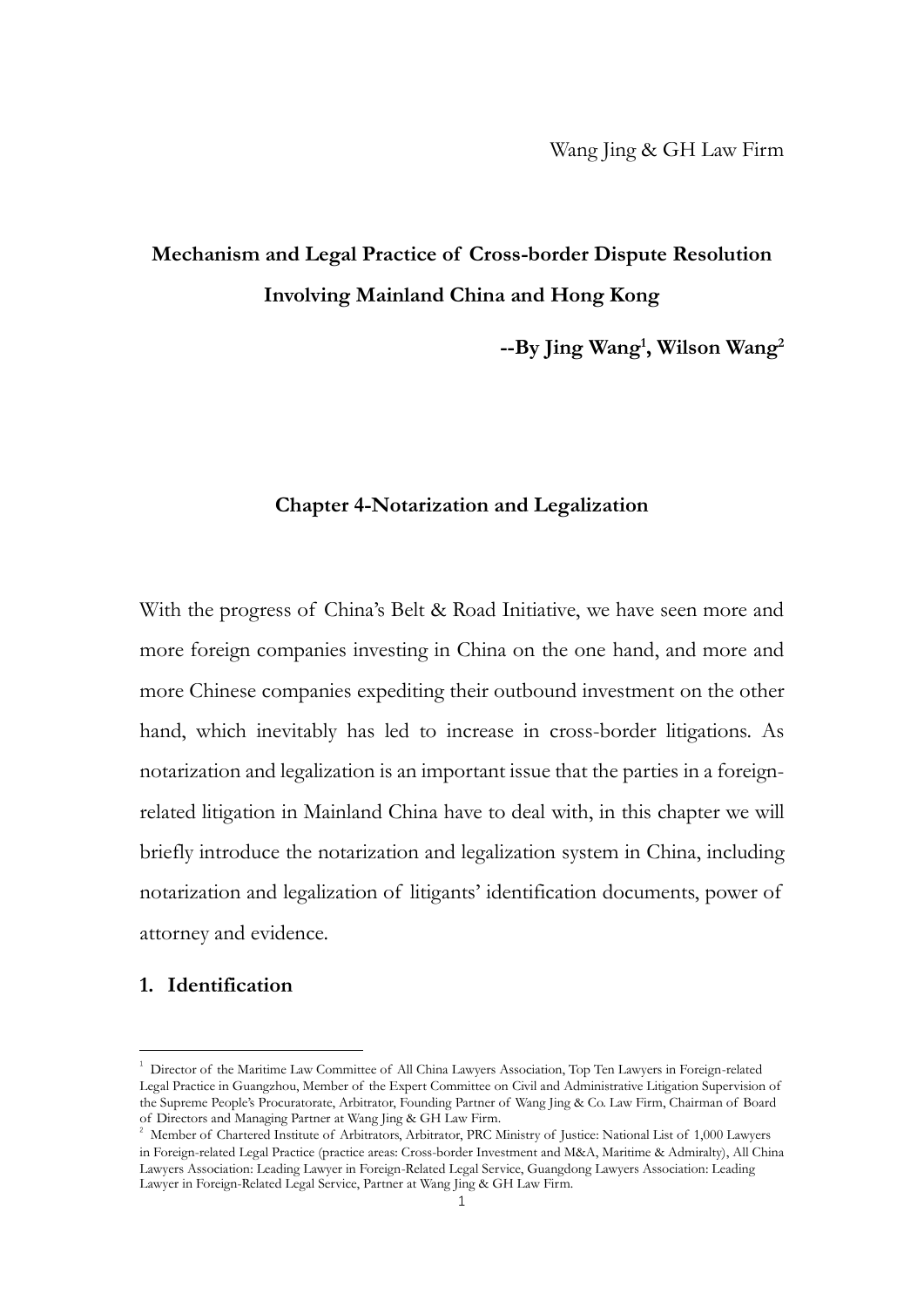Wang Jing & GH Law Firm

# Mechanism and Legal Practice of Cross-border Dispute Resolution Involving Mainland China and Hong Kong

**--By Jing Wang[1], Wilson Wang[2]**

## Chapter 4-Notarization and Legalization

With the progress of China's Belt & Road Initiative, we have seen more and more foreign companies investing in China on the one hand, and more and more Chinese companies expediting their outbound investment on the other hand, which inevitably has led to increase in cross-border litigations. As notarization and legalization is an important issue that the parties in a foreign-related litigation in Mainland China have to deal with, in this chapter we will briefly introduce the notarization and legalization system in China, including notarization and legalization of litigants' identification documents, power of attorney and evidence.

### 1. Identification

---

[1] Director of the Maritime Law Committee of All China Lawyers Association, Top Ten Lawyers in Foreign-related Legal Practice in Guangzhou, Member of the Expert Committee on Civil and Administrative Litigation Supervision of the Supreme People's Procuratorate, Arbitrator, Founding Partner of Wang Jing & Co. Law Firm, Chairman of Board of Directors and Managing Partner at Wang Jing & GH Law Firm.

[2] Member of Chartered Institute of Arbitrators, Arbitrator, PRC Ministry of Justice: National List of 1,000 Lawyers in Foreign-related Legal Practice (practice areas: Cross-border Investment and M&A, Maritime & Admiralty), All China Lawyers Association: Leading Lawyer in Foreign-Related Legal Service, Guangdong Lawyers Association: Leading Lawyer in Foreign-Related Legal Service, Partner at Wang Jing & GH Law Firm.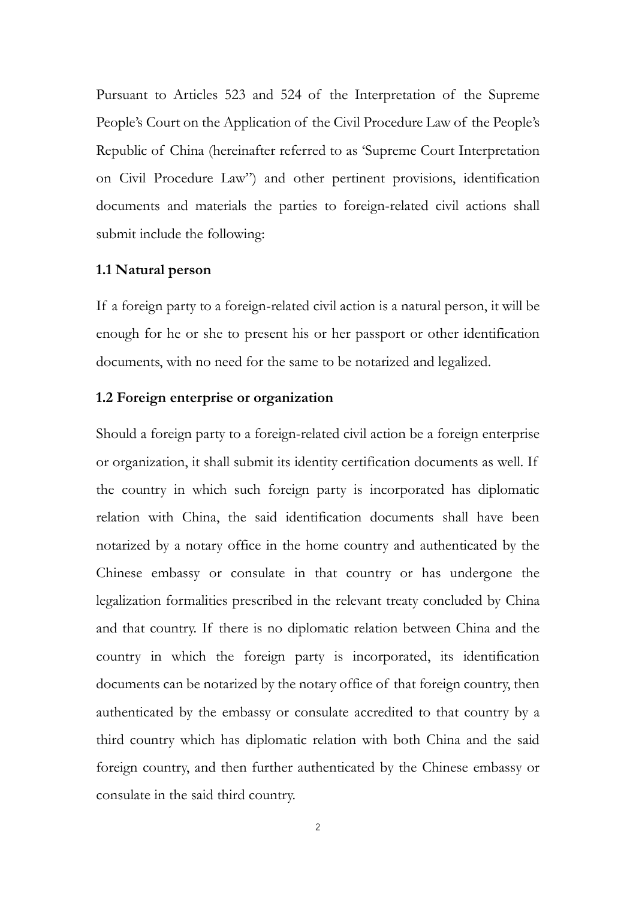Pursuant to Articles 523 and 524 of the Interpretation of the Supreme People's Court on the Application of the Civil Procedure Law of the People's Republic of China (hereinafter referred to as 'Supreme Court Interpretation on Civil Procedure Law") and other pertinent provisions, identification documents and materials the parties to foreign-related civil actions shall submit include the following:

### 1.1 Natural person

If a foreign party to a foreign-related civil action is a natural person, it will be enough for he or she to present his or her passport or other identification documents, with no need for the same to be notarized and legalized.

### 1.2 Foreign enterprise or organization

Should a foreign party to a foreign-related civil action be a foreign enterprise or organization, it shall submit its identity certification documents as well. If the country in which such foreign party is incorporated has diplomatic relation with China, the said identification documents shall have been notarized by a notary office in the home country and authenticated by the Chinese embassy or consulate in that country or has undergone the legalization formalities prescribed in the relevant treaty concluded by China and that country. If there is no diplomatic relation between China and the country in which the foreign party is incorporated, its identification documents can be notarized by the notary office of that foreign country, then authenticated by the embassy or consulate accredited to that country by a third country which has diplomatic relation with both China and the said foreign country, and then further authenticated by the Chinese embassy or consulate in the said third country.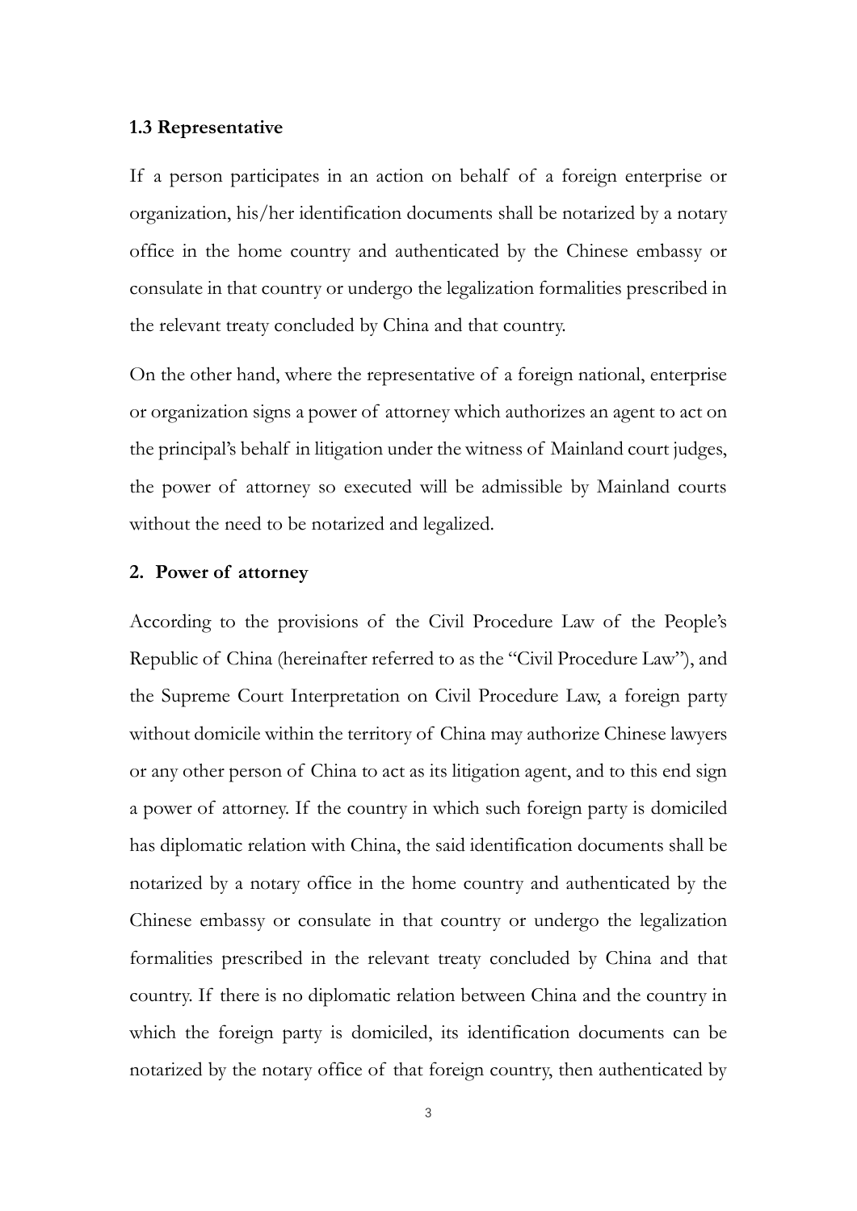### 1.3 Representative

If a person participates in an action on behalf of a foreign enterprise or organization, his/her identification documents shall be notarized by a notary office in the home country and authenticated by the Chinese embassy or consulate in that country or undergo the legalization formalities prescribed in the relevant treaty concluded by China and that country.

On the other hand, where the representative of a foreign national, enterprise or organization signs a power of attorney which authorizes an agent to act on the principal's behalf in litigation under the witness of Mainland court judges, the power of attorney so executed will be admissible by Mainland courts without the need to be notarized and legalized.

## 2. Power of attorney

According to the provisions of the Civil Procedure Law of the People's Republic of China (hereinafter referred to as the "Civil Procedure Law"), and the Supreme Court Interpretation on Civil Procedure Law, a foreign party without domicile within the territory of China may authorize Chinese lawyers or any other person of China to act as its litigation agent, and to this end sign a power of attorney. If the country in which such foreign party is domiciled has diplomatic relation with China, the said identification documents shall be notarized by a notary office in the home country and authenticated by the Chinese embassy or consulate in that country or undergo the legalization formalities prescribed in the relevant treaty concluded by China and that country. If there is no diplomatic relation between China and the country in which the foreign party is domiciled, its identification documents can be notarized by the notary office of that foreign country, then authenticated by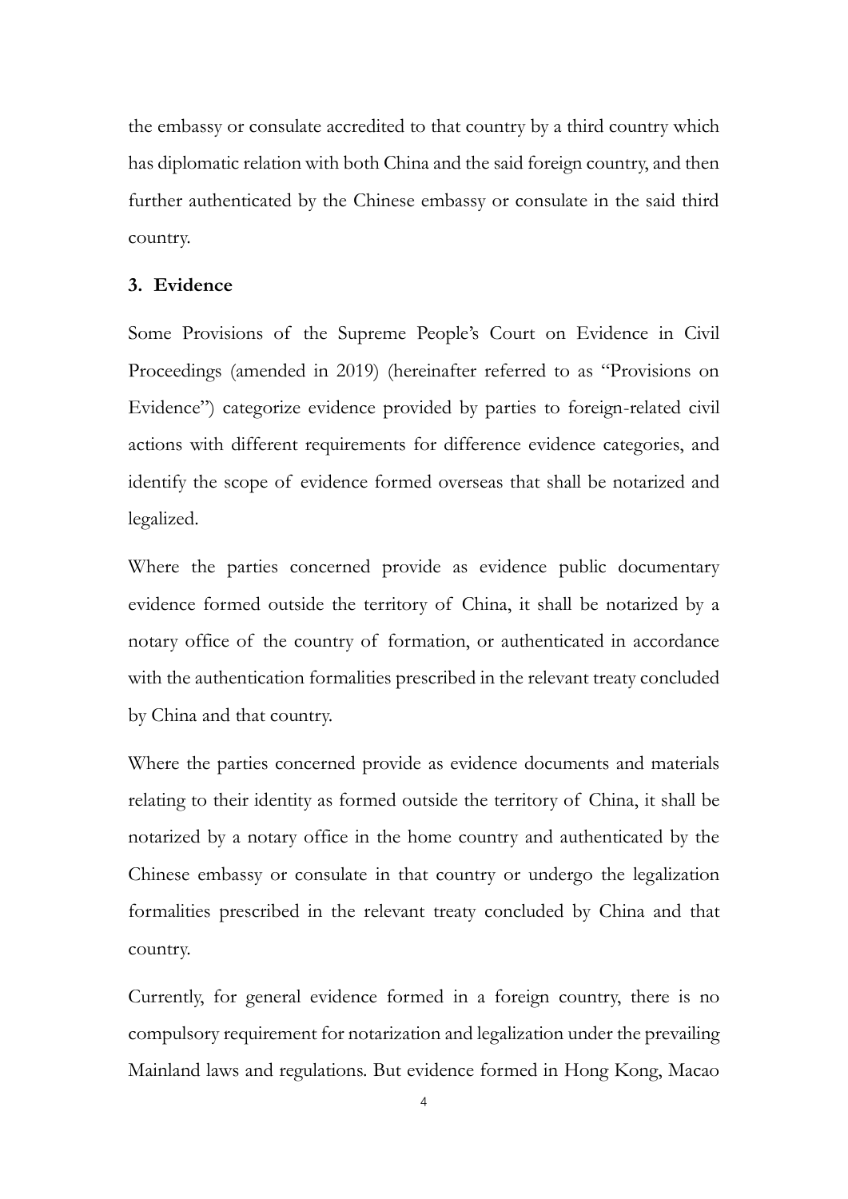the embassy or consulate accredited to that country by a third country which has diplomatic relation with both China and the said foreign country, and then further authenticated by the Chinese embassy or consulate in the said third country.

### 3. Evidence

Some Provisions of the Supreme People's Court on Evidence in Civil Proceedings (amended in 2019) (hereinafter referred to as "Provisions on Evidence") categorize evidence provided by parties to foreign-related civil actions with different requirements for difference evidence categories, and identify the scope of evidence formed overseas that shall be notarized and legalized.

Where the parties concerned provide as evidence public documentary evidence formed outside the territory of China, it shall be notarized by a notary office of the country of formation, or authenticated in accordance with the authentication formalities prescribed in the relevant treaty concluded by China and that country.

Where the parties concerned provide as evidence documents and materials relating to their identity as formed outside the territory of China, it shall be notarized by a notary office in the home country and authenticated by the Chinese embassy or consulate in that country or undergo the legalization formalities prescribed in the relevant treaty concluded by China and that country.

Currently, for general evidence formed in a foreign country, there is no compulsory requirement for notarization and legalization under the prevailing Mainland laws and regulations. But evidence formed in Hong Kong, Macao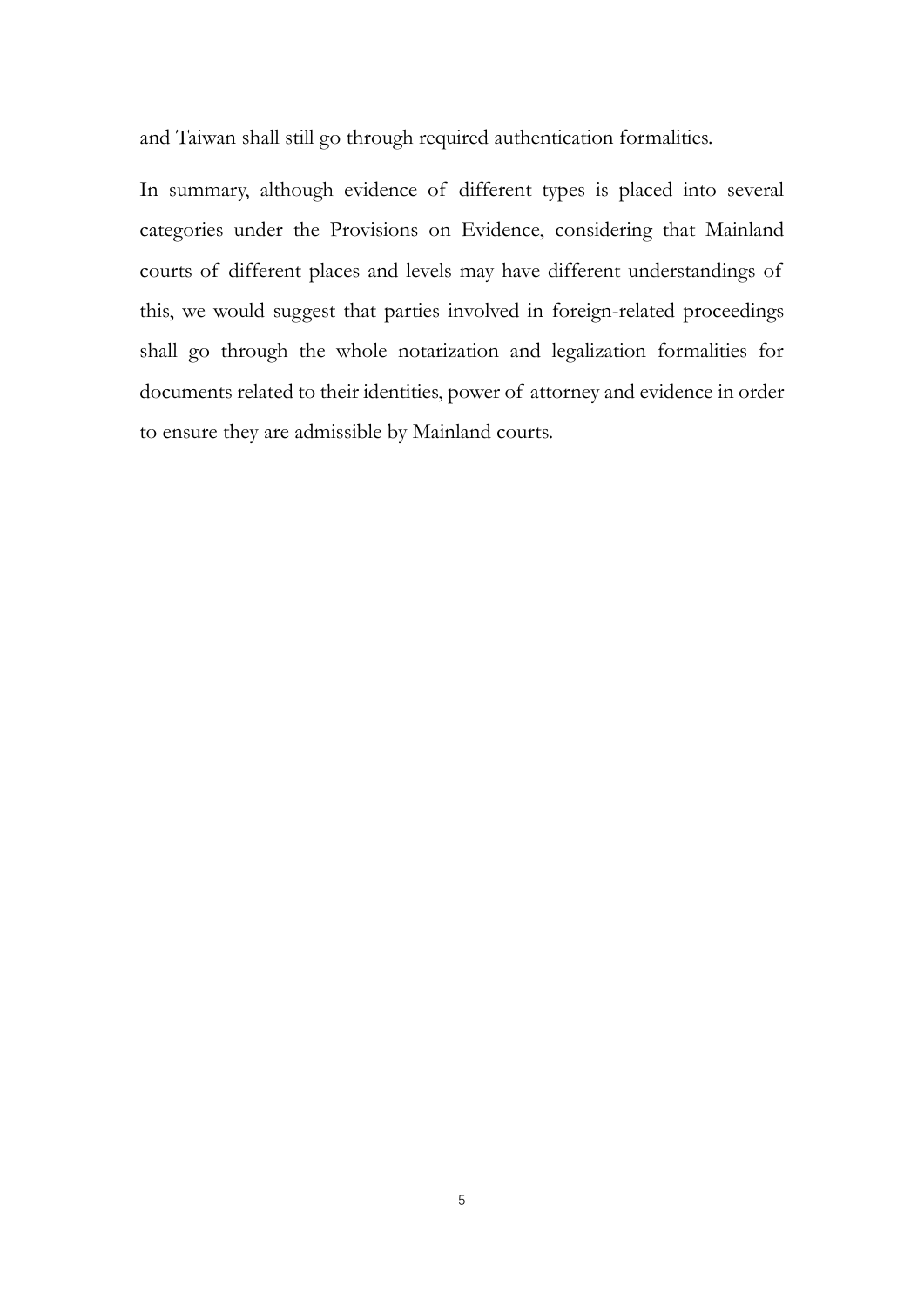and Taiwan shall still go through required authentication formalities.

In summary, although evidence of different types is placed into several categories under the Provisions on Evidence, considering that Mainland courts of different places and levels may have different understandings of this, we would suggest that parties involved in foreign-related proceedings shall go through the whole notarization and legalization formalities for documents related to their identities, power of attorney and evidence in order to ensure they are admissible by Mainland courts.